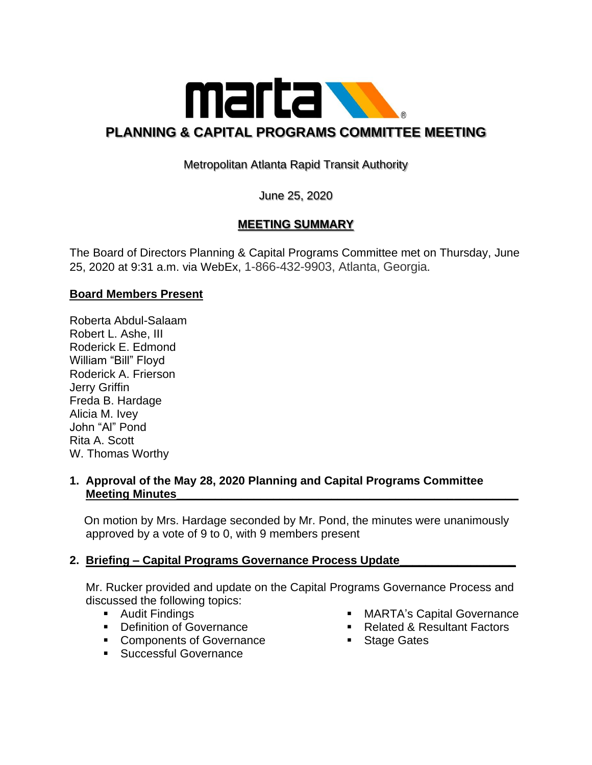# PLANNING & CAPITAL PROGRAMS COMMITTEE MEETING

Metropolitan Atlanta Rapid Transit Authority

June 25, 2020

**MEETING SUMMARY**

The Board of Directors Planning & Capital Programs Committee met on Thursday, June 25, 2020 at 9:31 a.m. via WebEx, 1-866-432-9903, Atlanta, Georgia.

## Board Members Present

Roberta Abdul-Salaam
Robert L. Ashe, III
Roderick E. Edmond
William "Bill" Floyd
Roderick A. Frierson
Jerry Griffin
Freda B. Hardage
Alicia M. Ivey
John "Al" Pond
Rita A. Scott
W. Thomas Worthy

### 1. Approval of the May 28, 2020 Planning and Capital Programs Committee Meeting Minutes

On motion by Mrs. Hardage seconded by Mr. Pond, the minutes were unanimously approved by a vote of 9 to 0, with 9 members present

### 2. Briefing – Capital Programs Governance Process Update

Mr. Rucker provided and update on the Capital Programs Governance Process and discussed the following topics:

- Audit Findings
- Definition of Governance
- Components of Governance
- Successful Governance
- MARTA's Capital Governance
- Related & Resultant Factors
- Stage Gates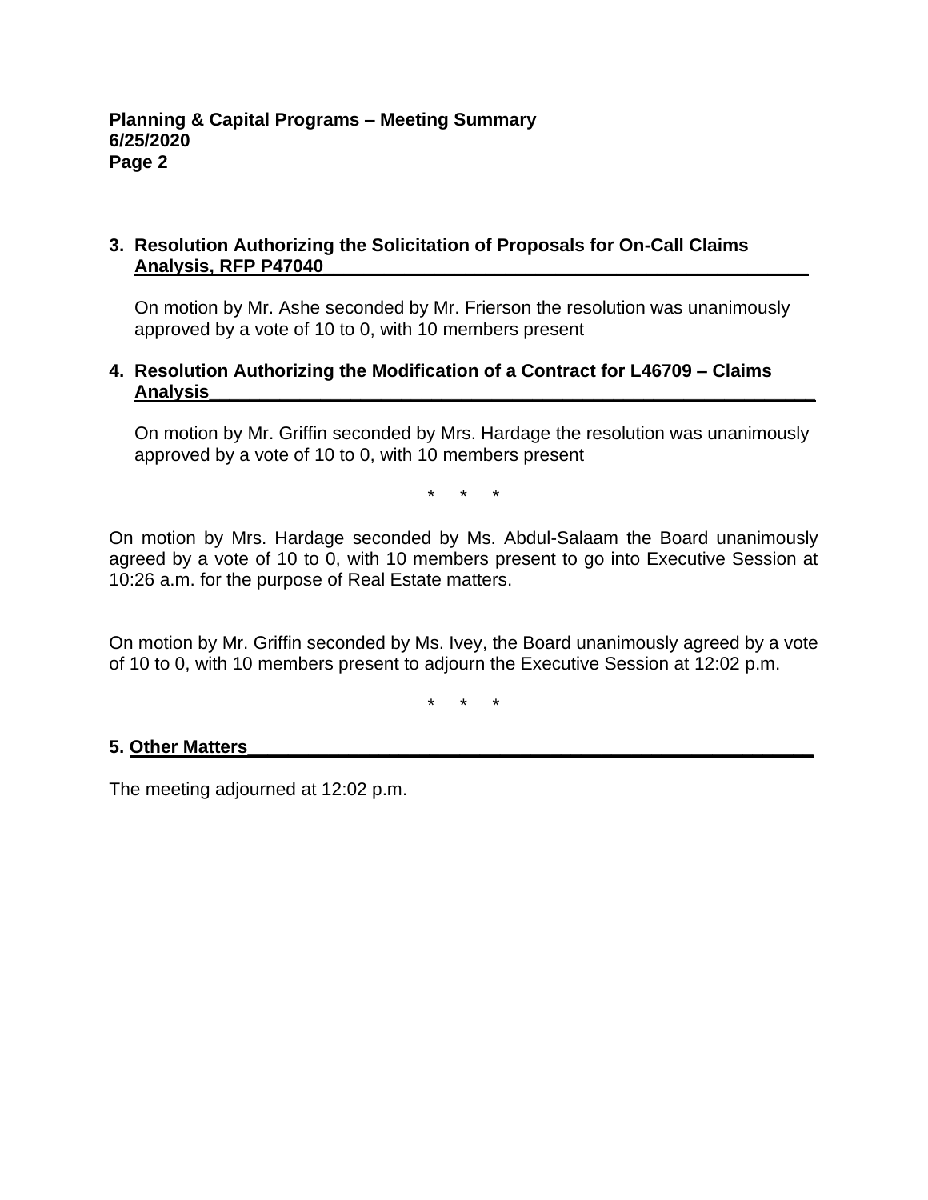**3. Resolution Authorizing the Solicitation of Proposals for On-Call Claims Analysis, RFP P47040**

On motion by Mr. Ashe seconded by Mr. Frierson the resolution was unanimously approved by a vote of 10 to 0, with 10 members present

**4. Resolution Authorizing the Modification of a Contract for L46709 – Claims Analysis**

On motion by Mr. Griffin seconded by Mrs. Hardage the resolution was unanimously approved by a vote of 10 to 0, with 10 members present

\* \* \*

On motion by Mrs. Hardage seconded by Ms. Abdul-Salaam the Board unanimously agreed by a vote of 10 to 0, with 10 members present to go into Executive Session at 10:26 a.m. for the purpose of Real Estate matters.

On motion by Mr. Griffin seconded by Ms. Ivey, the Board unanimously agreed by a vote of 10 to 0, with 10 members present to adjourn the Executive Session at 12:02 p.m.

\* \* \*

**5. Other Matters**

The meeting adjourned at 12:02 p.m.